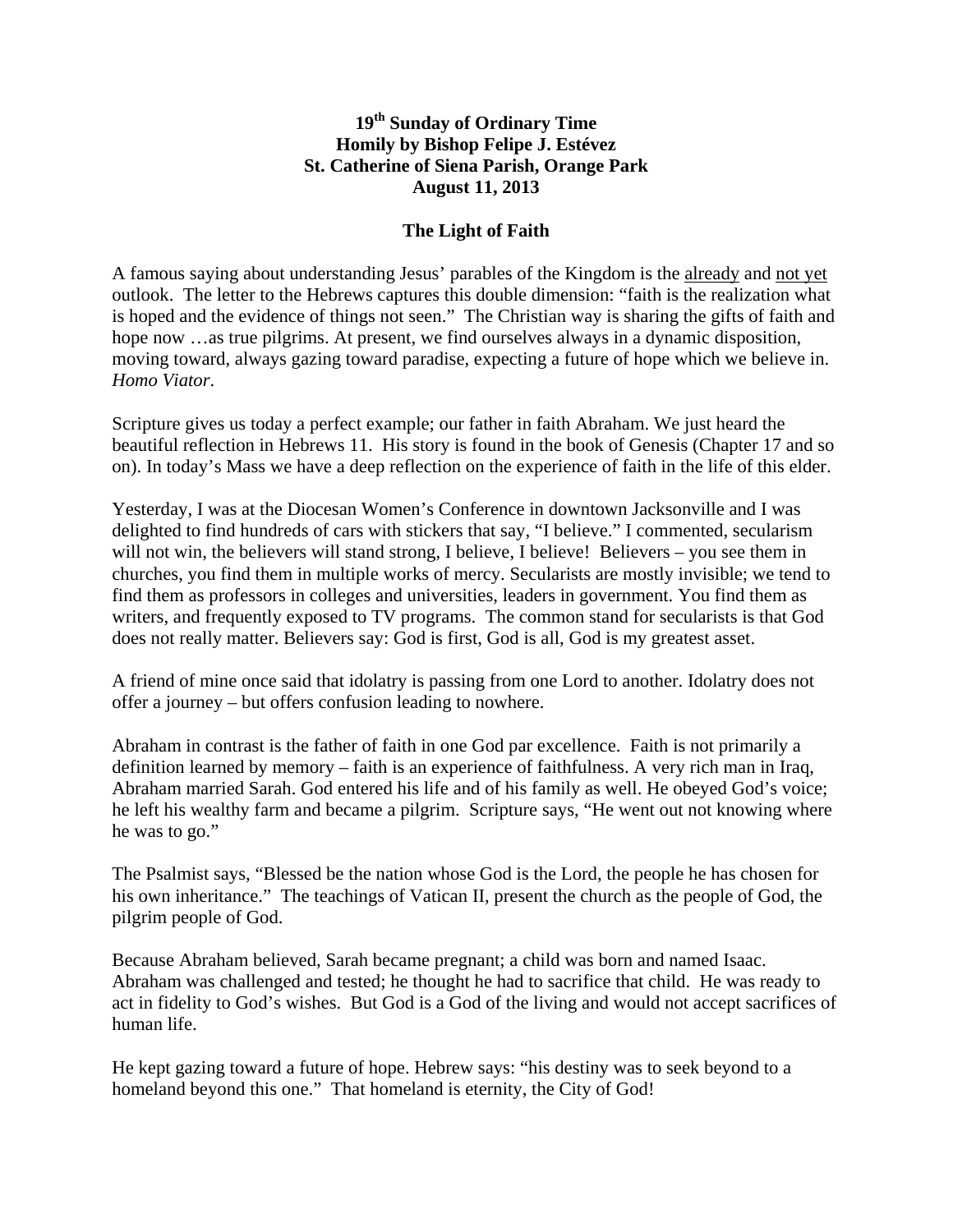**19th Sunday of Ordinary Time**
**Homily by Bishop Felipe J. Estévez**
**St. Catherine of Siena Parish, Orange Park**
**August 11, 2013**

# The Light of Faith

A famous saying about understanding Jesus' parables of the Kingdom is the already and not yet outlook. The letter to the Hebrews captures this double dimension: "faith is the realization what is hoped and the evidence of things not seen." The Christian way is sharing the gifts of faith and hope now …as true pilgrims. At present, we find ourselves always in a dynamic disposition, moving toward, always gazing toward paradise, expecting a future of hope which we believe in. *Homo Viator*.

Scripture gives us today a perfect example; our father in faith Abraham. We just heard the beautiful reflection in Hebrews 11. His story is found in the book of Genesis (Chapter 17 and so on). In today's Mass we have a deep reflection on the experience of faith in the life of this elder.

Yesterday, I was at the Diocesan Women's Conference in downtown Jacksonville and I was delighted to find hundreds of cars with stickers that say, "I believe." I commented, secularism will not win, the believers will stand strong, I believe, I believe! Believers – you see them in churches, you find them in multiple works of mercy. Secularists are mostly invisible; we tend to find them as professors in colleges and universities, leaders in government. You find them as writers, and frequently exposed to TV programs. The common stand for secularists is that God does not really matter. Believers say: God is first, God is all, God is my greatest asset.

A friend of mine once said that idolatry is passing from one Lord to another. Idolatry does not offer a journey – but offers confusion leading to nowhere.

Abraham in contrast is the father of faith in one God par excellence. Faith is not primarily a definition learned by memory – faith is an experience of faithfulness. A very rich man in Iraq, Abraham married Sarah. God entered his life and of his family as well. He obeyed God's voice; he left his wealthy farm and became a pilgrim. Scripture says, "He went out not knowing where he was to go."

The Psalmist says, "Blessed be the nation whose God is the Lord, the people he has chosen for his own inheritance." The teachings of Vatican II, present the church as the people of God, the pilgrim people of God.

Because Abraham believed, Sarah became pregnant; a child was born and named Isaac. Abraham was challenged and tested; he thought he had to sacrifice that child. He was ready to act in fidelity to God's wishes. But God is a God of the living and would not accept sacrifices of human life.

He kept gazing toward a future of hope. Hebrew says: "his destiny was to seek beyond to a homeland beyond this one." That homeland is eternity, the City of God!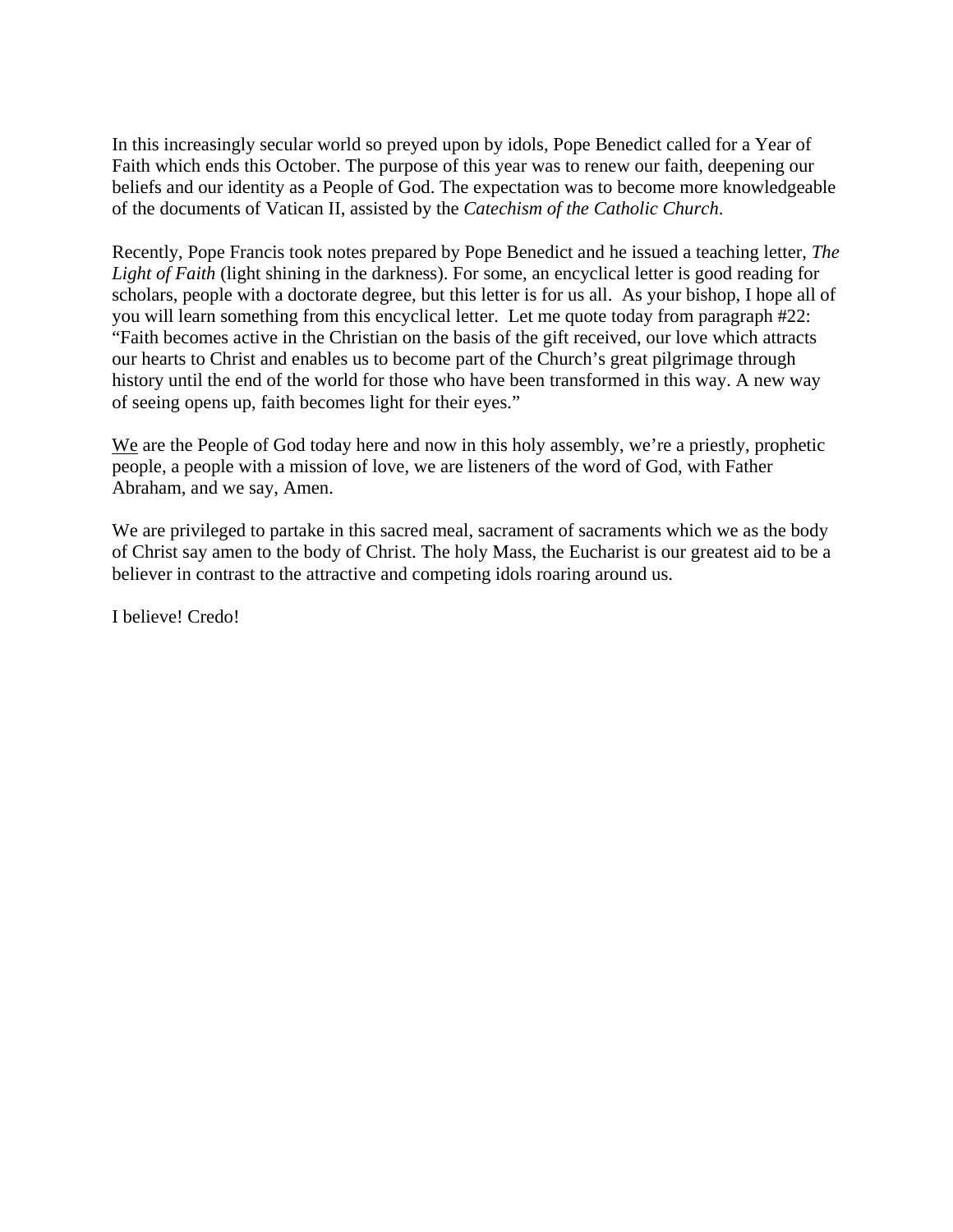In this increasingly secular world so preyed upon by idols, Pope Benedict called for a Year of Faith which ends this October. The purpose of this year was to renew our faith, deepening our beliefs and our identity as a People of God. The expectation was to become more knowledgeable of the documents of Vatican II, assisted by the *Catechism of the Catholic Church*.

Recently, Pope Francis took notes prepared by Pope Benedict and he issued a teaching letter, *The Light of Faith* (light shining in the darkness). For some, an encyclical letter is good reading for scholars, people with a doctorate degree, but this letter is for us all. As your bishop, I hope all of you will learn something from this encyclical letter. Let me quote today from paragraph #22: "Faith becomes active in the Christian on the basis of the gift received, our love which attracts our hearts to Christ and enables us to become part of the Church's great pilgrimage through history until the end of the world for those who have been transformed in this way. A new way of seeing opens up, faith becomes light for their eyes."

<u>We</u> are the People of God today here and now in this holy assembly, we're a priestly, prophetic people, a people with a mission of love, we are listeners of the word of God, with Father Abraham, and we say, Amen.

We are privileged to partake in this sacred meal, sacrament of sacraments which we as the body of Christ say amen to the body of Christ. The holy Mass, the Eucharist is our greatest aid to be a believer in contrast to the attractive and competing idols roaring around us.

I believe! Credo!